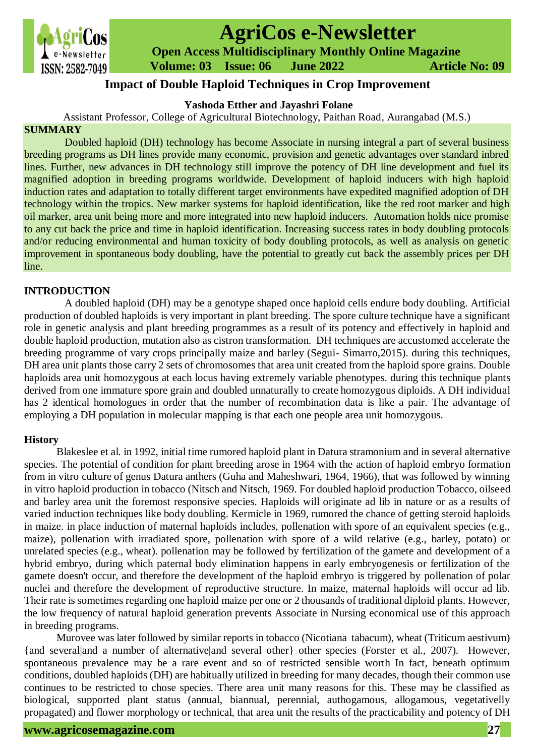# Impact of Double Haploid Techniques in Crop Improvement

**Yashoda Etther and Jayashri Folane**

Assistant Professor, College of Agricultural Biotechnology, Paithan Road, Aurangabad (M.S.)

## SUMMARY

Doubled haploid (DH) technology has become Associate in nursing integral a part of several business breeding programs as DH lines provide many economic, provision and genetic advantages over standard inbred lines. Further, new advances in DH technology still improve the potency of DH line development and fuel its magnified adoption in breeding programs worldwide. Development of haploid inducers with high haploid induction rates and adaptation to totally different target environments have expedited magnified adoption of DH technology within the tropics. New marker systems for haploid identification, like the red root marker and high oil marker, area unit being more and more integrated into new haploid inducers. Automation holds nice promise to any cut back the price and time in haploid identification. Increasing success rates in body doubling protocols and/or reducing environmental and human toxicity of body doubling protocols, as well as analysis on genetic improvement in spontaneous body doubling, have the potential to greatly cut back the assembly prices per DH line.

## INTRODUCTION

A doubled haploid (DH) may be a genotype shaped once haploid cells endure body doubling. Artificial production of doubled haploids is very important in plant breeding. The spore culture technique have a significant role in genetic analysis and plant breeding programmes as a result of its potency and effectively in haploid and double haploid production, mutation also as cistron transformation. DH techniques are accustomed accelerate the breeding programme of vary crops principally maize and barley (Segui- Simarro,2015). during this techniques, DH area unit plants those carry 2 sets of chromosomes that area unit created from the haploid spore grains. Double haploids area unit homozygous at each locus having extremely variable phenotypes. during this technique plants derived from one immature spore grain and doubled unnaturally to create homozygous diploids. A DH individual has 2 identical homologues in order that the number of recombination data is like a pair. The advantage of employing a DH population in molecular mapping is that each one people area unit homozygous.

### History

Blakeslee et al. in 1992, initial time rumored haploid plant in Datura stramonium and in several alternative species. The potential of condition for plant breeding arose in 1964 with the action of haploid embryo formation from in vitro culture of genus Datura anthers (Guha and Maheshwari, 1964, 1966), that was followed by winning in vitro haploid production in tobacco (Nitsch and Nitsch, 1969. For doubled haploid production Tobacco, oilseed and barley area unit the foremost responsive species. Haploids will originate ad lib in nature or as a results of varied induction techniques like body doubling. Kermicle in 1969, rumored the chance of getting steroid haploids in maize. in place induction of maternal haploids includes, pollenation with spore of an equivalent species (e.g., maize), pollenation with irradiated spore, pollenation with spore of a wild relative (e.g., barley, potato) or unrelated species (e.g., wheat). pollenation may be followed by fertilization of the gamete and development of a hybrid embryo, during which paternal body elimination happens in early embryogenesis or fertilization of the gamete doesn't occur, and therefore the development of the haploid embryo is triggered by pollenation of polar nuclei and therefore the development of reproductive structure. In maize, maternal haploids will occur ad lib. Their rate is sometimes regarding one haploid maize per one or 2 thousands of traditional diploid plants. However, the low frequency of natural haploid generation prevents Associate in Nursing economical use of this approach in breeding programs.

Murovee was later followed by similar reports in tobacco (Nicotiana tabacum), wheat (Triticum aestivum) {and several|and a number of alternative|and several other} other species (Forster et al., 2007). However, spontaneous prevalence may be a rare event and so of restricted sensible worth In fact, beneath optimum conditions, doubled haploids (DH) are habitually utilized in breeding for many decades, though their common use continues to be restricted to chose species. There area unit many reasons for this. These may be classified as biological, supported plant status (annual, biannual, perennial, authogamous, allogamous, vegetativelly propagated) and flower morphology or technical, that area unit the results of the practicability and potency of DH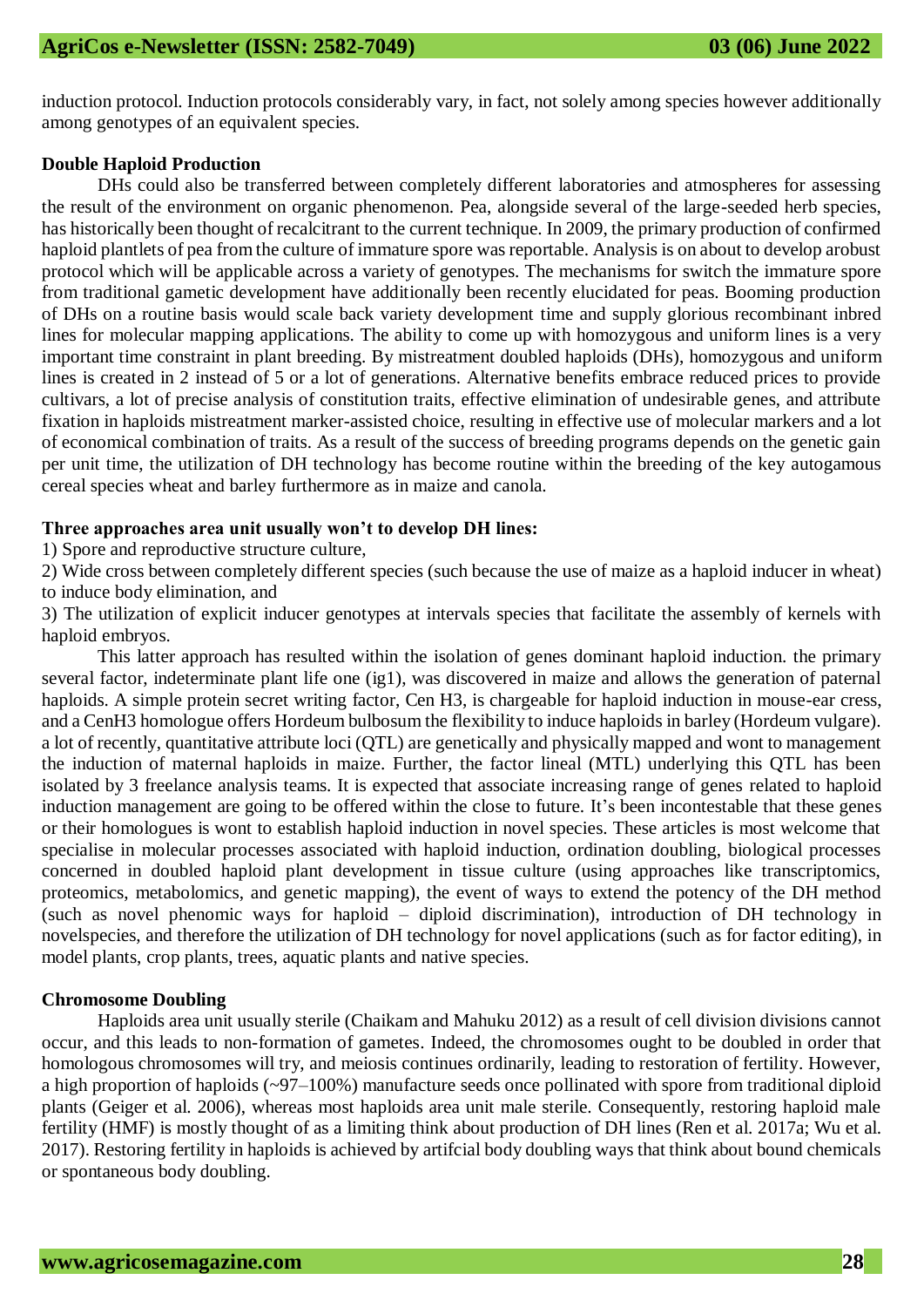induction protocol. Induction protocols considerably vary, in fact, not solely among species however additionally among genotypes of an equivalent species.

**Double Haploid Production**

DHs could also be transferred between completely different laboratories and atmospheres for assessing the result of the environment on organic phenomenon. Pea, alongside several of the large-seeded herb species, has historically been thought of recalcitrant to the current technique. In 2009, the primary production of confirmed haploid plantlets of pea from the culture of immature spore was reportable. Analysis is on about to develop arobust protocol which will be applicable across a variety of genotypes. The mechanisms for switch the immature spore from traditional gametic development have additionally been recently elucidated for peas. Booming production of DHs on a routine basis would scale back variety development time and supply glorious recombinant inbred lines for molecular mapping applications. The ability to come up with homozygous and uniform lines is a very important time constraint in plant breeding. By mistreatment doubled haploids (DHs), homozygous and uniform lines is created in 2 instead of 5 or a lot of generations. Alternative benefits embrace reduced prices to provide cultivars, a lot of precise analysis of constitution traits, effective elimination of undesirable genes, and attribute fixation in haploids mistreatment marker-assisted choice, resulting in effective use of molecular markers and a lot of economical combination of traits. As a result of the success of breeding programs depends on the genetic gain per unit time, the utilization of DH technology has become routine within the breeding of the key autogamous cereal species wheat and barley furthermore as in maize and canola.

**Three approaches area unit usually won't to develop DH lines:**

1) Spore and reproductive structure culture,

2) Wide cross between completely different species (such because the use of maize as a haploid inducer in wheat) to induce body elimination, and

3) The utilization of explicit inducer genotypes at intervals species that facilitate the assembly of kernels with haploid embryos.

This latter approach has resulted within the isolation of genes dominant haploid induction. the primary several factor, indeterminate plant life one (ig1), was discovered in maize and allows the generation of paternal haploids. A simple protein secret writing factor, Cen H3, is chargeable for haploid induction in mouse-ear cress, and a CenH3 homologue offers Hordeum bulbosum the flexibility to induce haploids in barley (Hordeum vulgare). a lot of recently, quantitative attribute loci (QTL) are genetically and physically mapped and wont to management the induction of maternal haploids in maize. Further, the factor lineal (MTL) underlying this QTL has been isolated by 3 freelance analysis teams. It is expected that associate increasing range of genes related to haploid induction management are going to be offered within the close to future. It's been incontestable that these genes or their homologues is wont to establish haploid induction in novel species. These articles is most welcome that specialise in molecular processes associated with haploid induction, ordination doubling, biological processes concerned in doubled haploid plant development in tissue culture (using approaches like transcriptomics, proteomics, metabolomics, and genetic mapping), the event of ways to extend the potency of the DH method (such as novel phenomic ways for haploid – diploid discrimination), introduction of DH technology in novelspecies, and therefore the utilization of DH technology for novel applications (such as for factor editing), in model plants, crop plants, trees, aquatic plants and native species.

**Chromosome Doubling**

Haploids area unit usually sterile (Chaikam and Mahuku 2012) as a result of cell division divisions cannot occur, and this leads to non-formation of gametes. Indeed, the chromosomes ought to be doubled in order that homologous chromosomes will try, and meiosis continues ordinarily, leading to restoration of fertility. However, a high proportion of haploids (~97–100%) manufacture seeds once pollinated with spore from traditional diploid plants (Geiger et al. 2006), whereas most haploids area unit male sterile. Consequently, restoring haploid male fertility (HMF) is mostly thought of as a limiting think about production of DH lines (Ren et al. 2017a; Wu et al. 2017). Restoring fertility in haploids is achieved by artifcial body doubling ways that think about bound chemicals or spontaneous body doubling.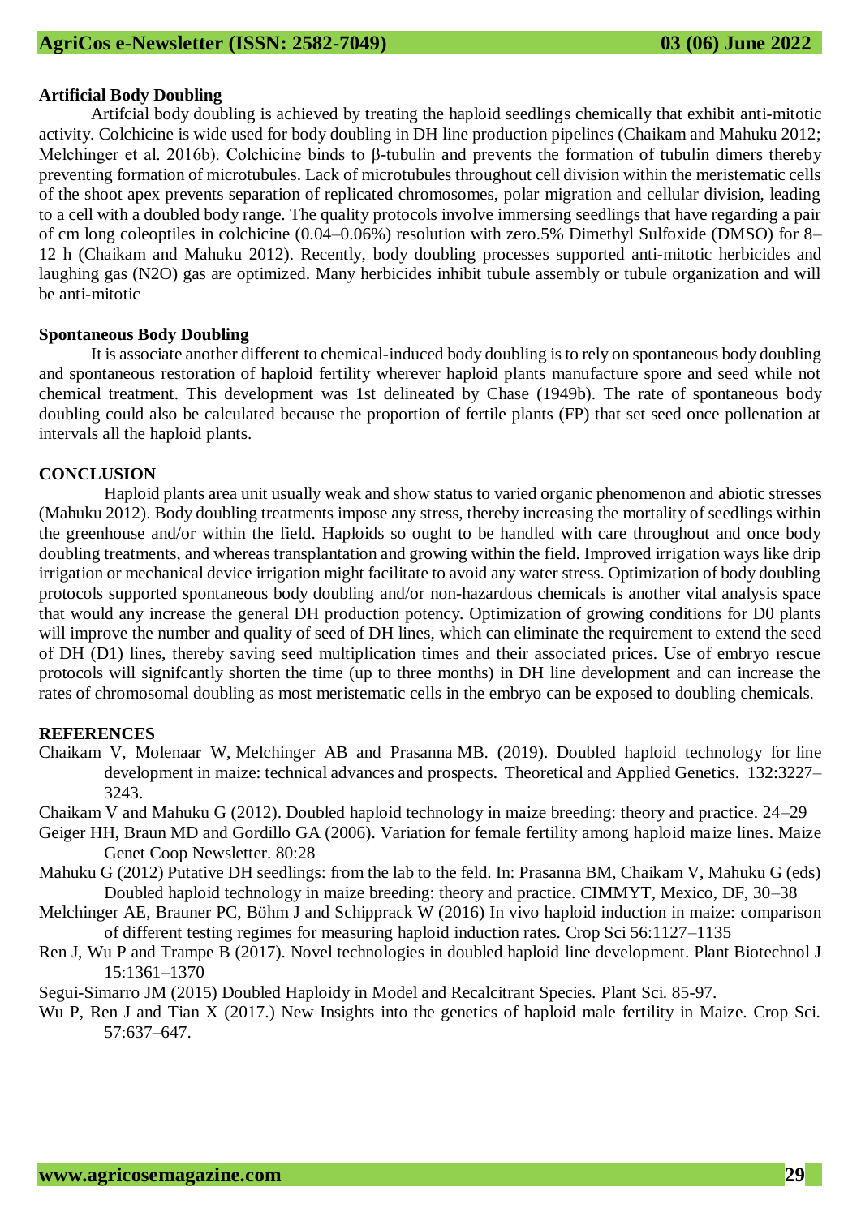**Artificial Body Doubling**

Artifcial body doubling is achieved by treating the haploid seedlings chemically that exhibit anti-mitotic activity. Colchicine is wide used for body doubling in DH line production pipelines (Chaikam and Mahuku 2012; Melchinger et al. 2016b). Colchicine binds to β-tubulin and prevents the formation of tubulin dimers thereby preventing formation of microtubules. Lack of microtubules throughout cell division within the meristematic cells of the shoot apex prevents separation of replicated chromosomes, polar migration and cellular division, leading to a cell with a doubled body range. The quality protocols involve immersing seedlings that have regarding a pair of cm long coleoptiles in colchicine (0.04–0.06%) resolution with zero.5% Dimethyl Sulfoxide (DMSO) for 8–12 h (Chaikam and Mahuku 2012). Recently, body doubling processes supported anti-mitotic herbicides and laughing gas ($N_2O$) gas are optimized. Many herbicides inhibit tubule assembly or tubule organization and will be anti-mitotic

**Spontaneous Body Doubling**

It is associate another different to chemical-induced body doubling is to rely on spontaneous body doubling and spontaneous restoration of haploid fertility wherever haploid plants manufacture spore and seed while not chemical treatment. This development was 1st delineated by Chase (1949b). The rate of spontaneous body doubling could also be calculated because the proportion of fertile plants (FP) that set seed once pollenation at intervals all the haploid plants.

**CONCLUSION**

Haploid plants area unit usually weak and show status to varied organic phenomenon and abiotic stresses (Mahuku 2012). Body doubling treatments impose any stress, thereby increasing the mortality of seedlings within the greenhouse and/or within the field. Haploids so ought to be handled with care throughout and once body doubling treatments, and whereas transplantation and growing within the field. Improved irrigation ways like drip irrigation or mechanical device irrigation might facilitate to avoid any water stress. Optimization of body doubling protocols supported spontaneous body doubling and/or non-hazardous chemicals is another vital analysis space that would any increase the general DH production potency. Optimization of growing conditions for D0 plants will improve the number and quality of seed of DH lines, which can eliminate the requirement to extend the seed of DH (D1) lines, thereby saving seed multiplication times and their associated prices. Use of embryo rescue protocols will signifcantly shorten the time (up to three months) in DH line development and can increase the rates of chromosomal doubling as most meristematic cells in the embryo can be exposed to doubling chemicals.

**REFERENCES**

Chaikam V, Molenaar W, Melchinger AB and Prasanna MB. (2019). Doubled haploid technology for line development in maize: technical advances and prospects. Theoretical and Applied Genetics. 132:3227–3243.

Chaikam V and Mahuku G (2012). Doubled haploid technology in maize breeding: theory and practice. 24–29

Geiger HH, Braun MD and Gordillo GA (2006). Variation for female fertility among haploid maize lines. Maize Genet Coop Newsletter. 80:28

Mahuku G (2012) Putative DH seedlings: from the lab to the feld. In: Prasanna BM, Chaikam V, Mahuku G (eds) Doubled haploid technology in maize breeding: theory and practice. CIMMYT, Mexico, DF, 30–38

Melchinger AE, Brauner PC, Böhm J and Schipprack W (2016) In vivo haploid induction in maize: comparison of different testing regimes for measuring haploid induction rates. Crop Sci 56:1127–1135

Ren J, Wu P and Trampe B (2017). Novel technologies in doubled haploid line development. Plant Biotechnol J 15:1361–1370

Segui-Simarro JM (2015) Doubled Haploidy in Model and Recalcitrant Species. Plant Sci. 85-97.

Wu P, Ren J and Tian X (2017.) New Insights into the genetics of haploid male fertility in Maize. Crop Sci. 57:637–647.